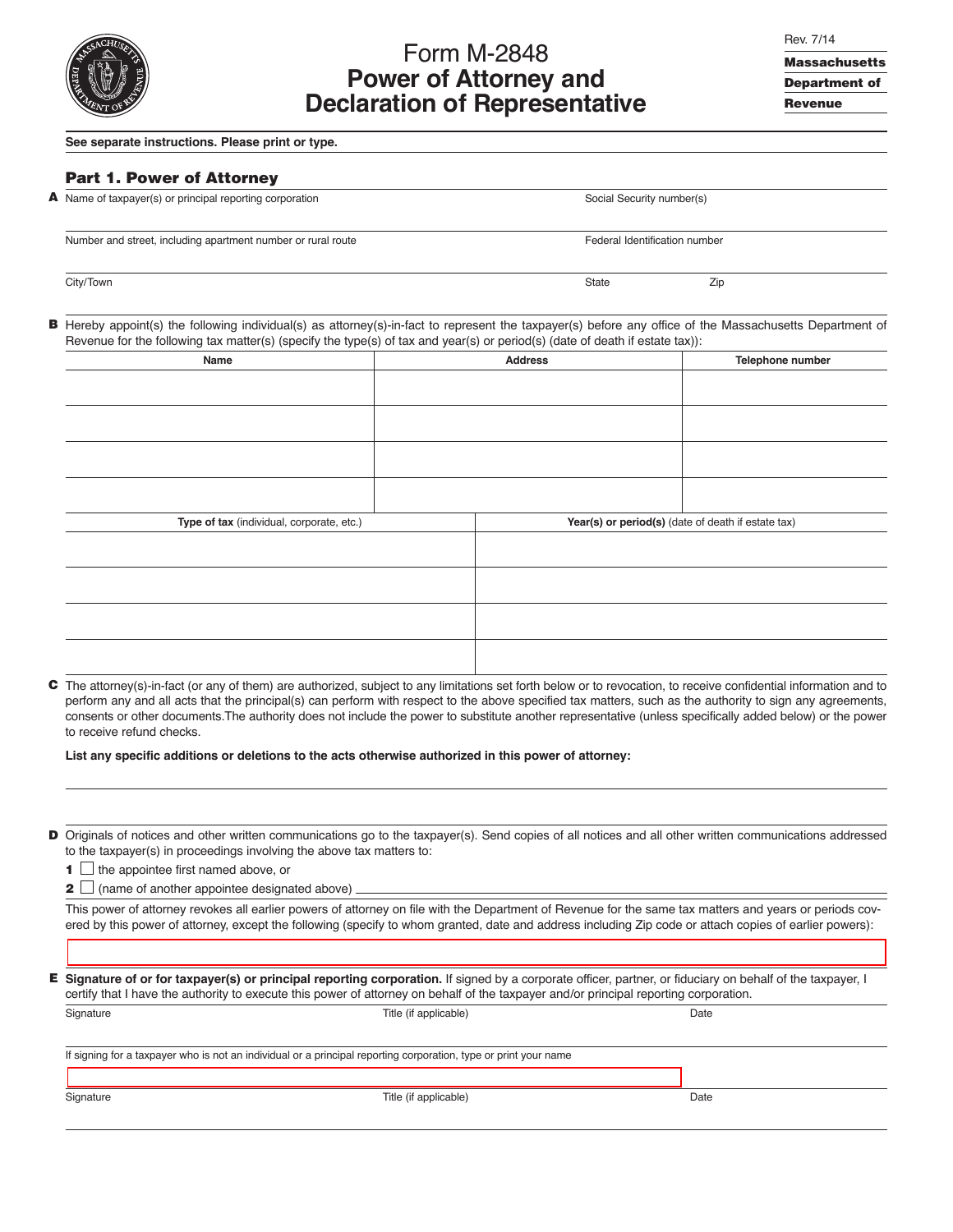# Form M-2848
# Power of Attorney and Declaration of Representative

Rev. 7/14

**Massachusetts Department of Revenue**

**See separate instructions. Please print or type.**

## Part 1. Power of Attorney

**A** Name of taxpayer(s) or principal reporting corporation | Social Security number(s)

Number and street, including apartment number or rural route | Federal Identification number

City/Town | State | Zip

**B** Hereby appoint(s) the following individual(s) as attorney(s)-in-fact to represent the taxpayer(s) before any office of the Massachusetts Department of Revenue for the following tax matter(s) (specify the type(s) of tax and year(s) or period(s) (date of death if estate tax)):

| Name | Address | Telephone number |
|---|---|---|
| | | |
| | | |
| | | |
| | | |

| **Type of tax** (individual, corporate, etc.) | **Year(s) or period(s)** (date of death if estate tax) |
|---|---|
| | |
| | |
| | |
| | |

**C** The attorney(s)-in-fact (or any of them) are authorized, subject to any limitations set forth below or to revocation, to receive confidential information and to perform any and all acts that the principal(s) can perform with respect to the above specified tax matters, such as the authority to sign any agreements, consents or other documents.The authority does not include the power to substitute another representative (unless specifically added below) or the power to receive refund checks.

**List any specific additions or deletions to the acts otherwise authorized in this power of attorney:**

**D** Originals of notices and other written communications go to the taxpayer(s). Send copies of all notices and all other written communications addressed to the taxpayer(s) in proceedings involving the above tax matters to:

**1** ☐ the appointee first named above, or

**2** ☐ (name of another appointee designated above) ______

This power of attorney revokes all earlier powers of attorney on file with the Department of Revenue for the same tax matters and years or periods covered by this power of attorney, except the following (specify to whom granted, date and address including Zip code or attach copies of earlier powers):

**E** **Signature of or for taxpayer(s) or principal reporting corporation.** If signed by a corporate officer, partner, or fiduciary on behalf of the taxpayer, I certify that I have the authority to execute this power of attorney on behalf of the taxpayer and/or principal reporting corporation.

Signature | Title (if applicable) | Date

If signing for a taxpayer who is not an individual or a principal reporting corporation, type or print your name

Signature | Title (if applicable) | Date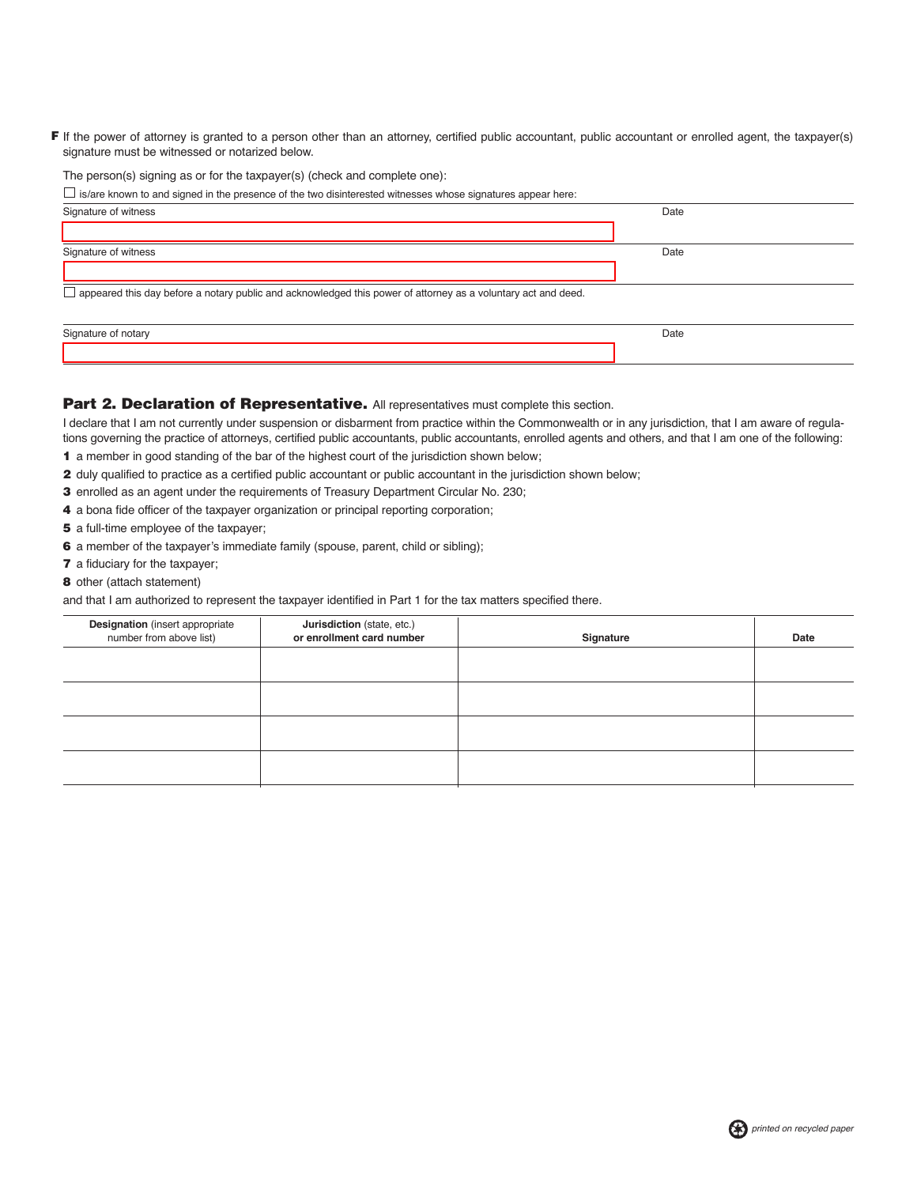**F** If the power of attorney is granted to a person other than an attorney, certified public accountant, public accountant or enrolled agent, the taxpayer(s) signature must be witnessed or notarized below.

The person(s) signing as or for the taxpayer(s) (check and complete one):

☐ is/are known to and signed in the presence of the two disinterested witnesses whose signatures appear here:

| Signature of witness | Date |
|---|---|
| | |

| Signature of witness | Date |
|---|---|
| | |

☐ appeared this day before a notary public and acknowledged this power of attorney as a voluntary act and deed.

| Signature of notary | Date |
|---|---|
| | |

## Part 2. Declaration of Representative.

All representatives must complete this section.

I declare that I am not currently under suspension or disbarment from practice within the Commonwealth or in any jurisdiction, that I am aware of regulations governing the practice of attorneys, certified public accountants, public accountants, enrolled agents and others, and that I am one of the following:

**1** a member in good standing of the bar of the highest court of the jurisdiction shown below;
**2** duly qualified to practice as a certified public accountant or public accountant in the jurisdiction shown below;
**3** enrolled as an agent under the requirements of Treasury Department Circular No. 230;
**4** a bona fide officer of the taxpayer organization or principal reporting corporation;
**5** a full-time employee of the taxpayer;
**6** a member of the taxpayer's immediate family (spouse, parent, child or sibling);
**7** a fiduciary for the taxpayer;
**8** other (attach statement)

and that I am authorized to represent the taxpayer identified in Part 1 for the tax matters specified there.

| **Designation** (insert appropriate number from above list) | **Jurisdiction** (state, etc.) **or enrollment card number** | **Signature** | **Date** |
|---|---|---|---|
| | | | |
| | | | |
| | | | |
| | | | |

*printed on recycled paper*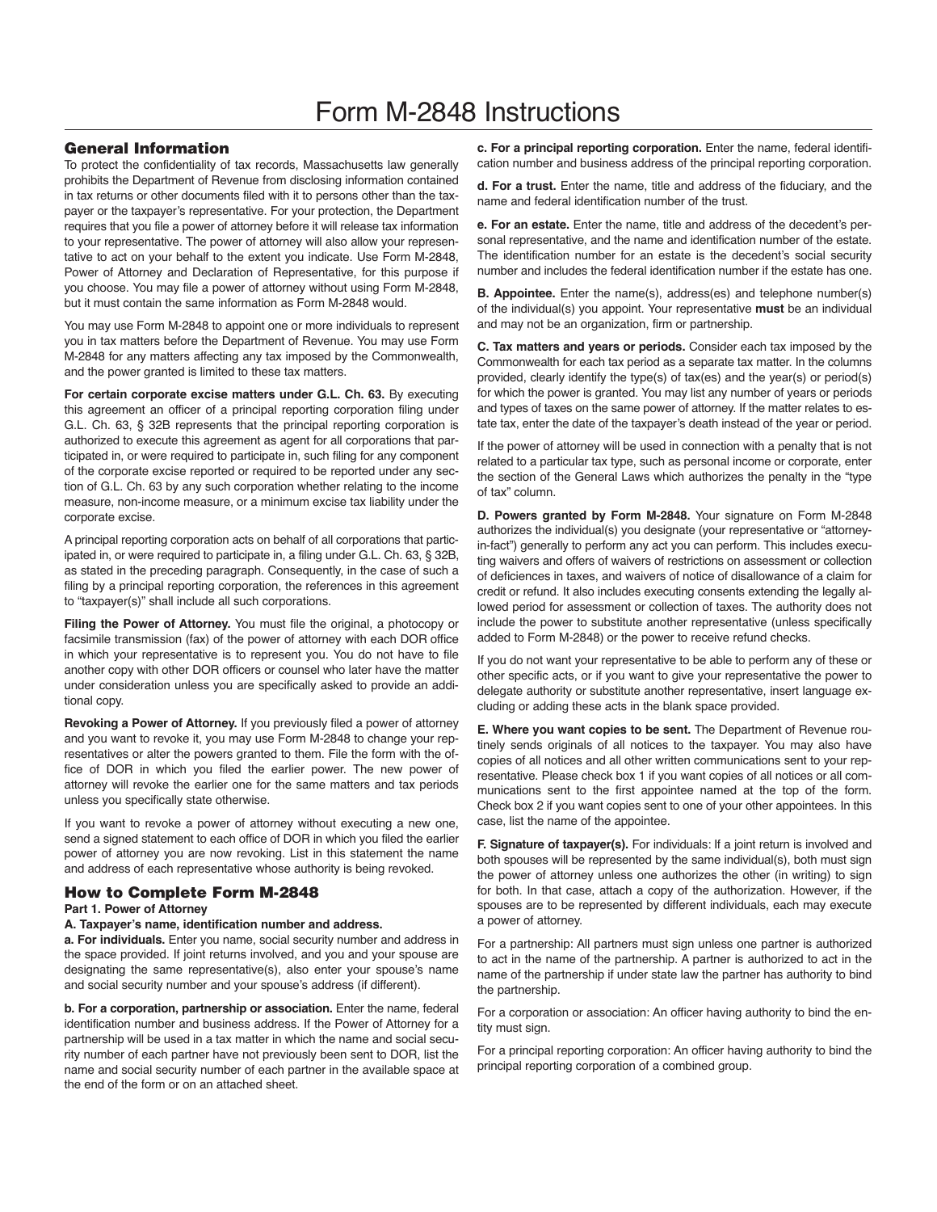# Form M-2848 Instructions

## General Information

To protect the confidentiality of tax records, Massachusetts law generally prohibits the Department of Revenue from disclosing information contained in tax returns or other documents filed with it to persons other than the taxpayer or the taxpayer's representative. For your protection, the Department requires that you file a power of attorney before it will release tax information to your representative. The power of attorney will also allow your representative to act on your behalf to the extent you indicate. Use Form M-2848, Power of Attorney and Declaration of Representative, for this purpose if you choose. You may file a power of attorney without using Form M-2848, but it must contain the same information as Form M-2848 would.

You may use Form M-2848 to appoint one or more individuals to represent you in tax matters before the Department of Revenue. You may use Form M-2848 for any matters affecting any tax imposed by the Commonwealth, and the power granted is limited to these tax matters.

**For certain corporate excise matters under G.L. Ch. 63.** By executing this agreement an officer of a principal reporting corporation filing under G.L. Ch. 63, § 32B represents that the principal reporting corporation is authorized to execute this agreement as agent for all corporations that participated in, or were required to participate in, such filing for any component of the corporate excise reported or required to be reported under any section of G.L. Ch. 63 by any such corporation whether relating to the income measure, non-income measure, or a minimum excise tax liability under the corporate excise.

A principal reporting corporation acts on behalf of all corporations that participated in, or were required to participate in, a filing under G.L. Ch. 63, § 32B, as stated in the preceding paragraph. Consequently, in the case of such a filing by a principal reporting corporation, the references in this agreement to "taxpayer(s)" shall include all such corporations.

**Filing the Power of Attorney.** You must file the original, a photocopy or facsimile transmission (fax) of the power of attorney with each DOR office in which your representative is to represent you. You do not have to file another copy with other DOR officers or counsel who later have the matter under consideration unless you are specifically asked to provide an additional copy.

**Revoking a Power of Attorney.** If you previously filed a power of attorney and you want to revoke it, you may use Form M-2848 to change your representatives or alter the powers granted to them. File the form with the office of DOR in which you filed the earlier power. The new power of attorney will revoke the earlier one for the same matters and tax periods unless you specifically state otherwise.

If you want to revoke a power of attorney without executing a new one, send a signed statement to each office of DOR in which you filed the earlier power of attorney you are now revoking. List in this statement the name and address of each representative whose authority is being revoked.

## How to Complete Form M-2848

### Part 1. Power of Attorney

**A. Taxpayer's name, identification number and address.**

**a. For individuals.** Enter you name, social security number and address in the space provided. If joint returns involved, and you and your spouse are designating the same representative(s), also enter your spouse's name and social security number and your spouse's address (if different).

**b. For a corporation, partnership or association.** Enter the name, federal identification number and business address. If the Power of Attorney for a partnership will be used in a tax matter in which the name and social security number of each partner have not previously been sent to DOR, list the name and social security number of each partner in the available space at the end of the form or on an attached sheet.

**c. For a principal reporting corporation.** Enter the name, federal identification number and business address of the principal reporting corporation.

**d. For a trust.** Enter the name, title and address of the fiduciary, and the name and federal identification number of the trust.

**e. For an estate.** Enter the name, title and address of the decedent's personal representative, and the name and identification number of the estate. The identification number for an estate is the decedent's social security number and includes the federal identification number if the estate has one.

**B. Appointee.** Enter the name(s), address(es) and telephone number(s) of the individual(s) you appoint. Your representative **must** be an individual and may not be an organization, firm or partnership.

**C. Tax matters and years or periods.** Consider each tax imposed by the Commonwealth for each tax period as a separate tax matter. In the columns provided, clearly identify the type(s) of tax(es) and the year(s) or period(s) for which the power is granted. You may list any number of years or periods and types of taxes on the same power of attorney. If the matter relates to estate tax, enter the date of the taxpayer's death instead of the year or period.

If the power of attorney will be used in connection with a penalty that is not related to a particular tax type, such as personal income or corporate, enter the section of the General Laws which authorizes the penalty in the "type of tax" column.

**D. Powers granted by Form M-2848.** Your signature on Form M-2848 authorizes the individual(s) you designate (your representative or "attorney-in-fact") generally to perform any act you can perform. This includes executing waivers and offers of waivers of restrictions on assessment or collection of deficiences in taxes, and waivers of notice of disallowance of a claim for credit or refund. It also includes executing consents extending the legally allowed period for assessment or collection of taxes. The authority does not include the power to substitute another representative (unless specifically added to Form M-2848) or the power to receive refund checks.

If you do not want your representative to be able to perform any of these or other specific acts, or if you want to give your representative the power to delegate authority or substitute another representative, insert language excluding or adding these acts in the blank space provided.

**E. Where you want copies to be sent.** The Department of Revenue routinely sends originals of all notices to the taxpayer. You may also have copies of all notices and all other written communications sent to your representative. Please check box 1 if you want copies of all notices or all communications sent to the first appointee named at the top of the form. Check box 2 if you want copies sent to one of your other appointees. In this case, list the name of the appointee.

**F. Signature of taxpayer(s).** For individuals: If a joint return is involved and both spouses will be represented by the same individual(s), both must sign the power of attorney unless one authorizes the other (in writing) to sign for both. In that case, attach a copy of the authorization. However, if the spouses are to be represented by different individuals, each may execute a power of attorney.

For a partnership: All partners must sign unless one partner is authorized to act in the name of the partnership. A partner is authorized to act in the name of the partnership if under state law the partner has authority to bind the partnership.

For a corporation or association: An officer having authority to bind the entity must sign.

For a principal reporting corporation: An officer having authority to bind the principal reporting corporation of a combined group.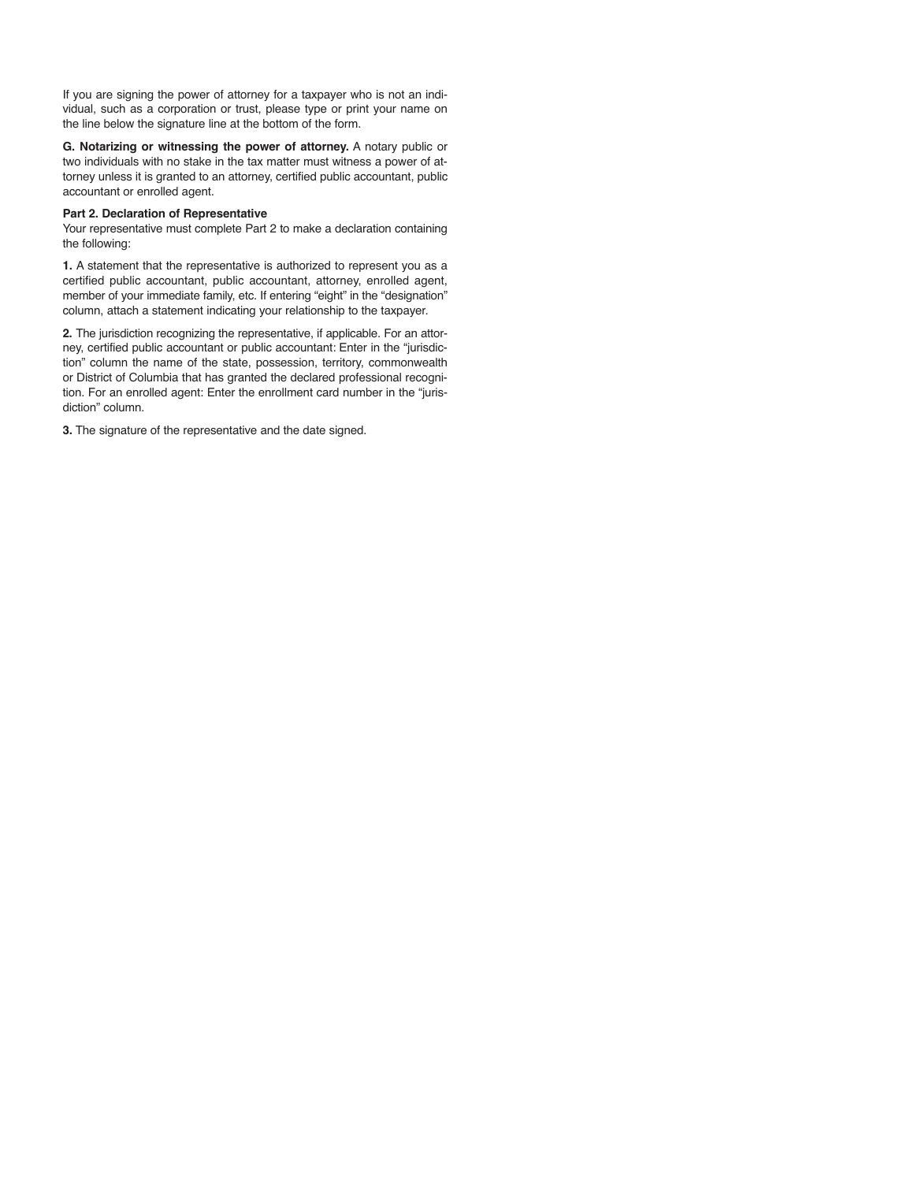If you are signing the power of attorney for a taxpayer who is not an individual, such as a corporation or trust, please type or print your name on the line below the signature line at the bottom of the form.

**G. Notarizing or witnessing the power of attorney.** A notary public or two individuals with no stake in the tax matter must witness a power of attorney unless it is granted to an attorney, certified public accountant, public accountant or enrolled agent.

**Part 2. Declaration of Representative**

Your representative must complete Part 2 to make a declaration containing the following:

**1.** A statement that the representative is authorized to represent you as a certified public accountant, public accountant, attorney, enrolled agent, member of your immediate family, etc. If entering "eight" in the "designation" column, attach a statement indicating your relationship to the taxpayer.

**2.** The jurisdiction recognizing the representative, if applicable. For an attorney, certified public accountant or public accountant: Enter in the "jurisdiction" column the name of the state, possession, territory, commonwealth or District of Columbia that has granted the declared professional recognition. For an enrolled agent: Enter the enrollment card number in the "jurisdiction" column.

**3.** The signature of the representative and the date signed.